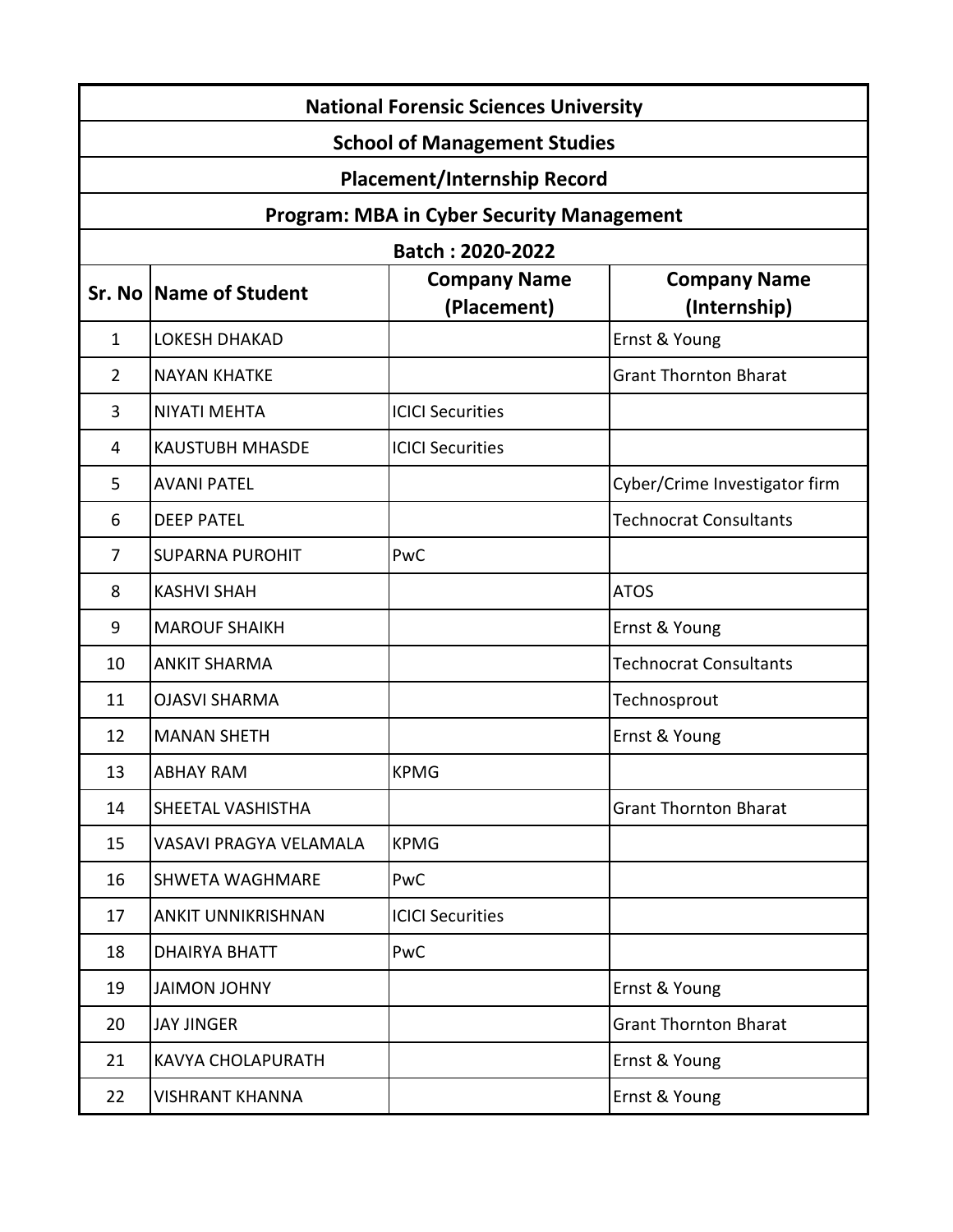# National Forensic Sciences University

## School of Management Studies

## Placement/Internship Record

## Program: MBA in Cyber Security Management

## Batch : 2020-2022

| Sr. No | Name of Student | Company Name (Placement) | Company Name (Internship) |
|---|---|---|---|
| 1 | LOKESH DHAKAD | | Ernst & Young |
| 2 | NAYAN KHATKE | | Grant Thornton Bharat |
| 3 | NIYATI MEHTA | ICICI Securities | |
| 4 | KAUSTUBH MHASDE | ICICI Securities | |
| 5 | AVANI PATEL | | Cyber/Crime Investigator firm |
| 6 | DEEP PATEL | | Technocrat Consultants |
| 7 | SUPARNA PUROHIT | PwC | |
| 8 | KASHVI SHAH | | ATOS |
| 9 | MAROUF SHAIKH | | Ernst & Young |
| 10 | ANKIT SHARMA | | Technocrat Consultants |
| 11 | OJASVI SHARMA | | Technosprout |
| 12 | MANAN SHETH | | Ernst & Young |
| 13 | ABHAY RAM | KPMG | |
| 14 | SHEETAL VASHISTHA | | Grant Thornton Bharat |
| 15 | VASAVI PRAGYA VELAMALA | KPMG | |
| 16 | SHWETA WAGHMARE | PwC | |
| 17 | ANKIT UNNIKRISHNAN | ICICI Securities | |
| 18 | DHAIRYA BHATT | PwC | |
| 19 | JAIMON JOHNY | | Ernst & Young |
| 20 | JAY JINGER | | Grant Thornton Bharat |
| 21 | KAVYA CHOLAPURATH | | Ernst & Young |
| 22 | VISHRANT KHANNA | | Ernst & Young |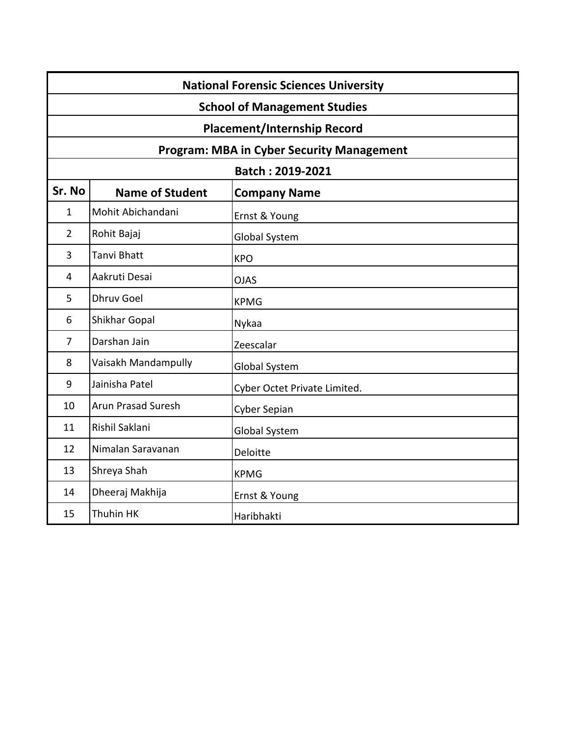# National Forensic Sciences University

## School of Management Studies

### Placement/Internship Record

### Program: MBA in Cyber Security Management

### Batch : 2019-2021

| Sr. No | Name of Student | Company Name |
|---|---|---|
| 1 | Mohit Abichandani | Ernst & Young |
| 2 | Rohit Bajaj | Global System |
| 3 | Tanvi Bhatt | KPO |
| 4 | Aakruti Desai | OJAS |
| 5 | Dhruv Goel | KPMG |
| 6 | Shikhar Gopal | Nykaa |
| 7 | Darshan Jain | Zeescalar |
| 8 | Vaisakh Mandampully | Global System |
| 9 | Jainisha Patel | Cyber Octet Private Limited. |
| 10 | Arun Prasad Suresh | Cyber Sepian |
| 11 | Rishil Saklani | Global System |
| 12 | Nimalan Saravanan | Deloitte |
| 13 | Shreya Shah | KPMG |
| 14 | Dheeraj Makhija | Ernst & Young |
| 15 | Thuhin HK | Haribhakti |